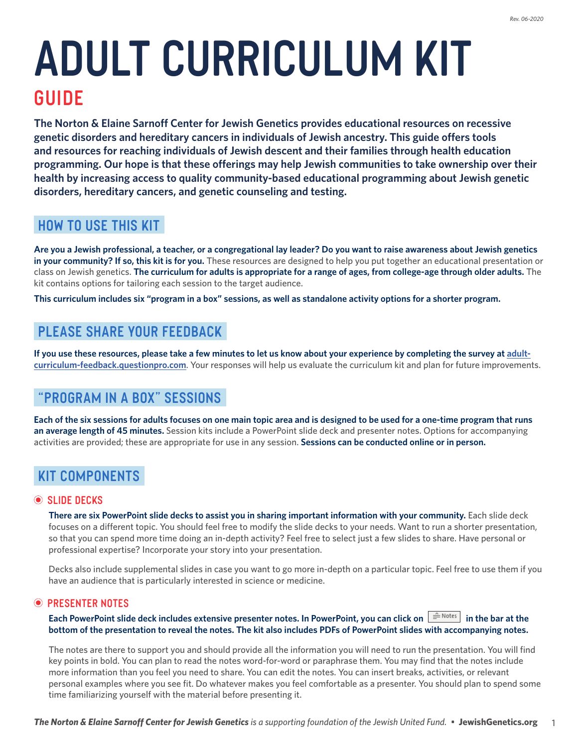# ADULT CURRICULUM KIT

## GUIDE

**The Norton & Elaine Sarnoff Center for Jewish Genetics provides educational resources on recessive genetic disorders and hereditary cancers in individuals of Jewish ancestry. This guide offers tools and resources for reaching individuals of Jewish descent and their families through health education programming. Our hope is that these offerings may help Jewish communities to take ownership over their health by increasing access to quality community-based educational programming about Jewish genetic disorders, hereditary cancers, and genetic counseling and testing.**

## HOW TO USE THIS KIT

**Are you a Jewish professional, a teacher, or a congregational lay leader? Do you want to raise awareness about Jewish genetics in your community? If so, this kit is for you.** These resources are designed to help you put together an educational presentation or class on Jewish genetics. **The curriculum for adults is appropriate for a range of ages, from college-age through older adults.** The kit contains options for tailoring each session to the target audience.

**This curriculum includes six "program in a box" sessions, as well as standalone activity options for a shorter program.**

## PLEASE SHARE YOUR FEEDBACK

**If you use these resources, please take a few minutes to let us know about your experience by completing the survey at [adult-curriculum-feedback.questionpro.com](adult-curriculum-feedback.questionpro.com).** Your responses will help us evaluate the curriculum kit and plan for future improvements.

## "PROGRAM IN A BOX" SESSIONS

**Each of the six sessions for adults focuses on one main topic area and is designed to be used for a one-time program that runs an average length of 45 minutes.** Session kits include a PowerPoint slide deck and presenter notes. Options for accompanying activities are provided; these are appropriate for use in any session. **Sessions can be conducted online or in person.**

## KIT COMPONENTS

### SLIDE DECKS

**There are six PowerPoint slide decks to assist you in sharing important information with your community.** Each slide deck focuses on a different topic. You should feel free to modify the slide decks to your needs. Want to run a shorter presentation, so that you can spend more time doing an in-depth activity? Feel free to select just a few slides to share. Have personal or professional expertise? Incorporate your story into your presentation.

Decks also include supplemental slides in case you want to go more in-depth on a particular topic. Feel free to use them if you have an audience that is particularly interested in science or medicine.

### PRESENTER NOTES

**Each PowerPoint slide deck includes extensive presenter notes. In PowerPoint, you can click on [Notes] in the bar at the bottom of the presentation to reveal the notes. The kit also includes PDFs of PowerPoint slides with accompanying notes.**

The notes are there to support you and should provide all the information you will need to run the presentation. You will find key points in bold. You can plan to read the notes word-for-word or paraphrase them. You may find that the notes include more information than you feel you need to share. You can edit the notes. You can insert breaks, activities, or relevant personal examples where you see fit. Do whatever makes you feel comfortable as a presenter. You should plan to spend some time familiarizing yourself with the material before presenting it.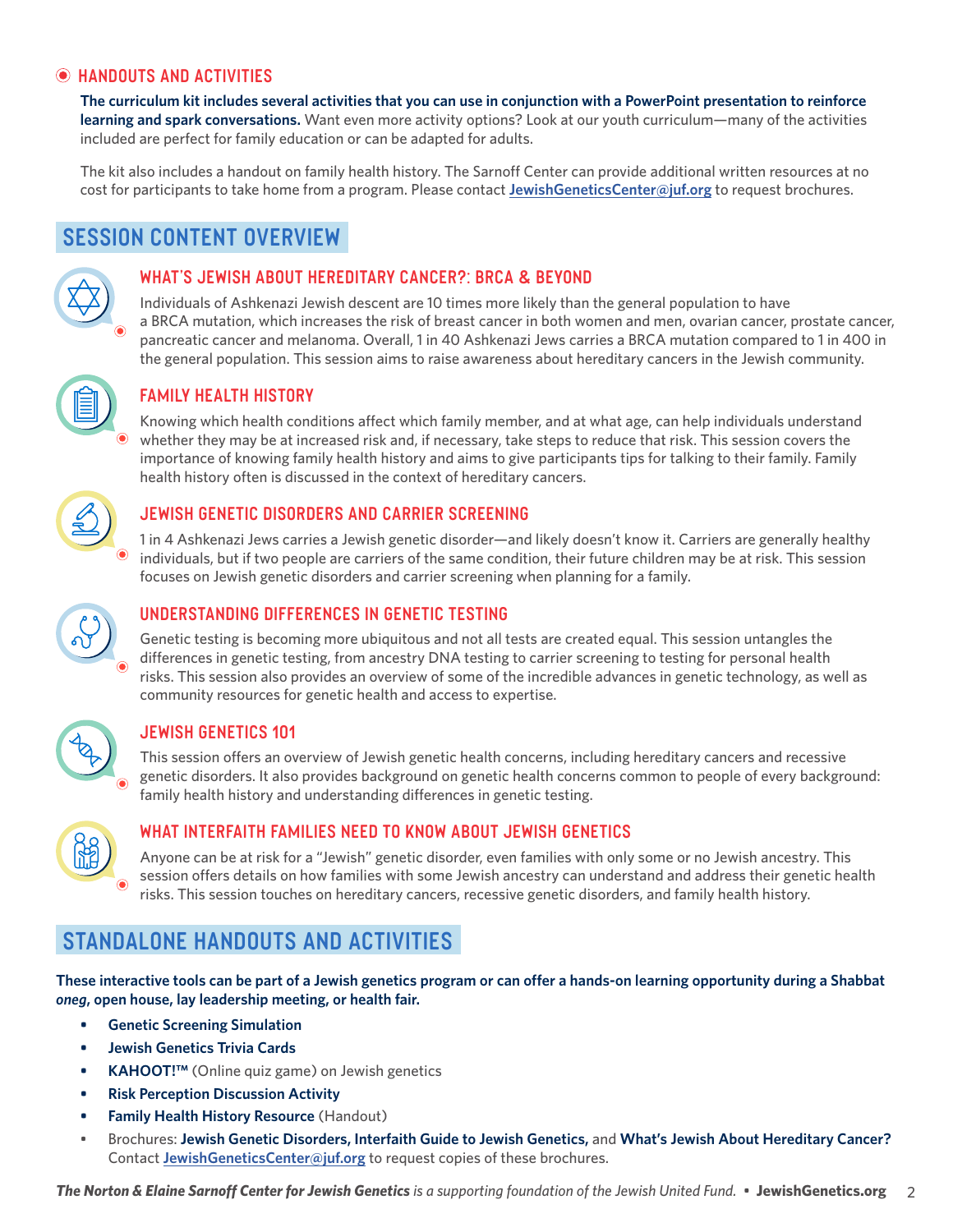## HANDOUTS AND ACTIVITIES

**The curriculum kit includes several activities that you can use in conjunction with a PowerPoint presentation to reinforce learning and spark conversations.** Want even more activity options? Look at our youth curriculum—many of the activities included are perfect for family education or can be adapted for adults.

The kit also includes a handout on family health history. The Sarnoff Center can provide additional written resources at no cost for participants to take home from a program. Please contact **JewishGeneticsCenter@juf.org** to request brochures.

## SESSION CONTENT OVERVIEW

### WHAT'S JEWISH ABOUT HEREDITARY CANCER?: BRCA & BEYOND

Individuals of Ashkenazi Jewish descent are 10 times more likely than the general population to have a BRCA mutation, which increases the risk of breast cancer in both women and men, ovarian cancer, prostate cancer, pancreatic cancer and melanoma. Overall, 1 in 40 Ashkenazi Jews carries a BRCA mutation compared to 1 in 400 in the general population. This session aims to raise awareness about hereditary cancers in the Jewish community.

### FAMILY HEALTH HISTORY

Knowing which health conditions affect which family member, and at what age, can help individuals understand whether they may be at increased risk and, if necessary, take steps to reduce that risk. This session covers the importance of knowing family health history and aims to give participants tips for talking to their family. Family health history often is discussed in the context of hereditary cancers.

### JEWISH GENETIC DISORDERS AND CARRIER SCREENING

1 in 4 Ashkenazi Jews carries a Jewish genetic disorder—and likely doesn't know it. Carriers are generally healthy individuals, but if two people are carriers of the same condition, their future children may be at risk. This session focuses on Jewish genetic disorders and carrier screening when planning for a family.

### UNDERSTANDING DIFFERENCES IN GENETIC TESTING

Genetic testing is becoming more ubiquitous and not all tests are created equal. This session untangles the differences in genetic testing, from ancestry DNA testing to carrier screening to testing for personal health risks. This session also provides an overview of some of the incredible advances in genetic technology, as well as community resources for genetic health and access to expertise.

### JEWISH GENETICS 101

This session offers an overview of Jewish genetic health concerns, including hereditary cancers and recessive genetic disorders. It also provides background on genetic health concerns common to people of every background: family health history and understanding differences in genetic testing.

### WHAT INTERFAITH FAMILIES NEED TO KNOW ABOUT JEWISH GENETICS

Anyone can be at risk for a "Jewish" genetic disorder, even families with only some or no Jewish ancestry. This session offers details on how families with some Jewish ancestry can understand and address their genetic health risks. This session touches on hereditary cancers, recessive genetic disorders, and family health history.

## STANDALONE HANDOUTS AND ACTIVITIES

**These interactive tools can be part of a Jewish genetics program or can offer a hands-on learning opportunity during a Shabbat *oneg*, open house, lay leadership meeting, or health fair.**

- **Genetic Screening Simulation**
- **Jewish Genetics Trivia Cards**
- **KAHOOT!™** (Online quiz game) on Jewish genetics
- **Risk Perception Discussion Activity**
- **Family Health History Resource** (Handout)
- Brochures: **Jewish Genetic Disorders, Interfaith Guide to Jewish Genetics,** and **What's Jewish About Hereditary Cancer?** Contact **JewishGeneticsCenter@juf.org** to request copies of these brochures.

***The Norton & Elaine Sarnoff Center for Jewish Genetics*** *is a supporting foundation of the Jewish United Fund.* ▪ **JewishGenetics.org**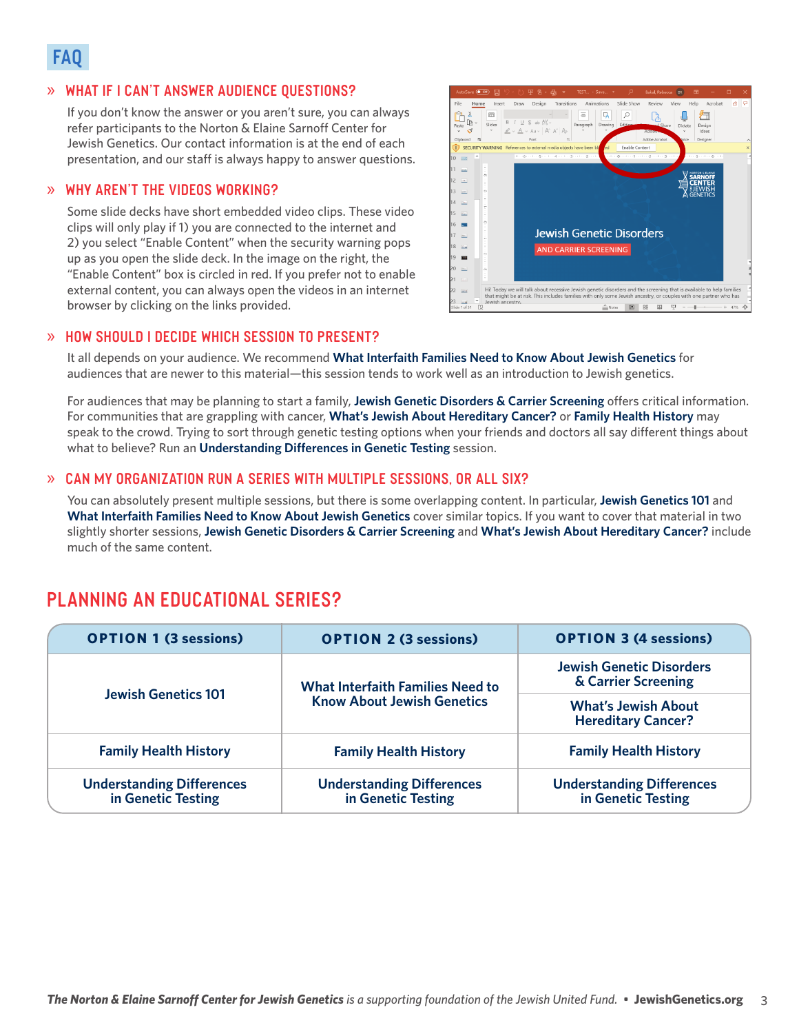# FAQ

## » WHAT IF I CAN'T ANSWER AUDIENCE QUESTIONS?

If you don't know the answer or you aren't sure, you can always refer participants to the Norton & Elaine Sarnoff Center for Jewish Genetics. Our contact information is at the end of each presentation, and our staff is always happy to answer questions.

## » WHY AREN'T THE VIDEOS WORKING?

Some slide decks have short embedded video clips. These video clips will only play if 1) you are connected to the internet and 2) you select "Enable Content" when the security warning pops up as you open the slide deck. In the image on the right, the "Enable Content" box is circled in red. If you prefer not to enable external content, you can always open the videos in an internet browser by clicking on the links provided.

## » HOW SHOULD I DECIDE WHICH SESSION TO PRESENT?

It all depends on your audience. We recommend **What Interfaith Families Need to Know About Jewish Genetics** for audiences that are newer to this material—this session tends to work well as an introduction to Jewish genetics.

For audiences that may be planning to start a family, **Jewish Genetic Disorders & Carrier Screening** offers critical information. For communities that are grappling with cancer, **What's Jewish About Hereditary Cancer?** or **Family Health History** may speak to the crowd. Trying to sort through genetic testing options when your friends and doctors all say different things about what to believe? Run an **Understanding Differences in Genetic Testing** session.

## » CAN MY ORGANIZATION RUN A SERIES WITH MULTIPLE SESSIONS, OR ALL SIX?

You can absolutely present multiple sessions, but there is some overlapping content. In particular, **Jewish Genetics 101** and **What Interfaith Families Need to Know About Jewish Genetics** cover similar topics. If you want to cover that material in two slightly shorter sessions, **Jewish Genetic Disorders & Carrier Screening** and **What's Jewish About Hereditary Cancer?** include much of the same content.

# PLANNING AN EDUCATIONAL SERIES?

| OPTION 1 (3 sessions) | OPTION 2 (3 sessions) | OPTION 3 (4 sessions) |
|---|---|---|
| Jewish Genetics 101 | What Interfaith Families Need to Know About Jewish Genetics | Jewish Genetic Disorders & Carrier Screening |
| | | What's Jewish About Hereditary Cancer? |
| Family Health History | Family Health History | Family Health History |
| Understanding Differences in Genetic Testing | Understanding Differences in Genetic Testing | Understanding Differences in Genetic Testing |

*The Norton & Elaine Sarnoff Center for Jewish Genetics is a supporting foundation of the Jewish United Fund.* • **JewishGenetics.org**